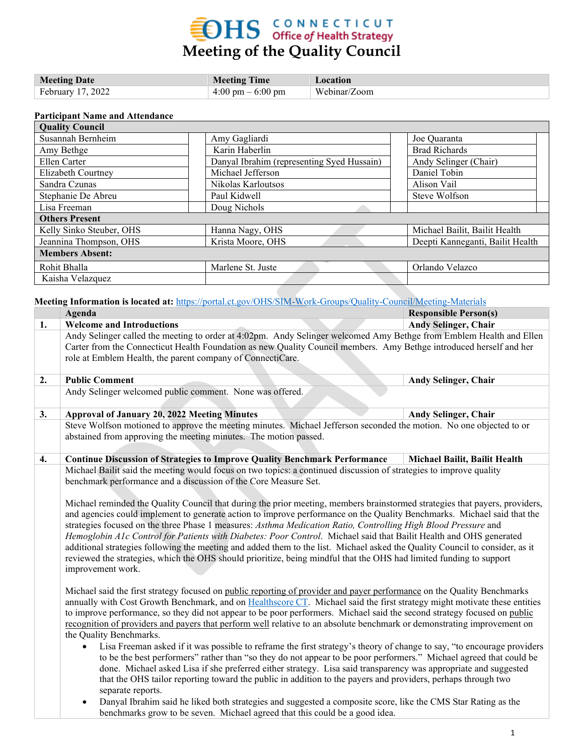# Meeting of the Quality Council

CONNECTICUT Office of Health Strategy

| Meeting Date | Meeting Time | Location |
|---|---|---|
| February 17, 2022 | 4:00 pm – 6:00 pm | Webinar/Zoom |

**Participant Name and Attendance**

| Quality Council | | | | | |
|---|---|---|---|---|---|
| Susannah Bernheim | | Amy Gagliardi | | Joe Quaranta | |
| Amy Bethge | | Karin Haberlin | | Brad Richards | |
| Ellen Carter | | Danyal Ibrahim (representing Syed Hussain) | | Andy Selinger (Chair) | |
| Elizabeth Courtney | | Michael Jefferson | | Daniel Tobin | |
| Sandra Czunas | | Nikolas Karloutsos | | Alison Vail | |
| Stephanie De Abreu | | Paul Kidwell | | Steve Wolfson | |
| Lisa Freeman | | Doug Nichols | | | |
| **Others Present** | | | | | |
| Kelly Sinko Steuber, OHS | | Hanna Nagy, OHS | | Michael Bailit, Bailit Health | |
| Jeannina Thompson, OHS | | Krista Moore, OHS | | Deepti Kanneganti, Bailit Health | |
| **Members Absent:** | | | | | |
| Rohit Bhalla | | Marlene St. Juste | | Orlando Velazco | |
| Kaisha Velazquez | | | | | |

**Meeting Information is located at:** https://portal.ct.gov/OHS/SIM-Work-Groups/Quality-Council/Meeting-Materials

| | Agenda | Responsible Person(s) |
|---|---|---|
| **1.** | **Welcome and Introductions** | **Andy Selinger, Chair** |
| | Andy Selinger called the meeting to order at 4:02pm. Andy Selinger welcomed Amy Bethge from Emblem Health and Ellen Carter from the Connecticut Health Foundation as new Quality Council members. Amy Bethge introduced herself and her role at Emblem Health, the parent company of ConnectiCare. | |
| **2.** | **Public Comment** | **Andy Selinger, Chair** |
| | Andy Selinger welcomed public comment. None was offered. | |
| **3.** | **Approval of January 20, 2022 Meeting Minutes** | **Andy Selinger, Chair** |
| | Steve Wolfson motioned to approve the meeting minutes. Michael Jefferson seconded the motion. No one objected to or abstained from approving the meeting minutes. The motion passed. | |
| **4.** | **Continue Discussion of Strategies to Improve Quality Benchmark Performance** | **Michael Bailit, Bailit Health** |

Michael Bailit said the meeting would focus on two topics: a continued discussion of strategies to improve quality benchmark performance and a discussion of the Core Measure Set.

Michael reminded the Quality Council that during the prior meeting, members brainstormed strategies that payers, providers, and agencies could implement to generate action to improve performance on the Quality Benchmarks. Michael said that the strategies focused on the three Phase 1 measures: *Asthma Medication Ratio, Controlling High Blood Pressure* and *Hemoglobin A1c Control for Patients with Diabetes: Poor Control*. Michael said that Bailit Health and OHS generated additional strategies following the meeting and added them to the list. Michael asked the Quality Council to consider, as it reviewed the strategies, which the OHS should prioritize, being mindful that the OHS had limited funding to support improvement work.

Michael said the first strategy focused on public reporting of provider and payer performance on the Quality Benchmarks annually with Cost Growth Benchmark, and on Healthscore CT. Michael said the first strategy might motivate these entities to improve performance, so they did not appear to be poor performers. Michael said the second strategy focused on public recognition of providers and payers that perform well relative to an absolute benchmark or demonstrating improvement on the Quality Benchmarks.

- Lisa Freeman asked if it was possible to reframe the first strategy's theory of change to say, "to encourage providers to be the best performers" rather than "so they do not appear to be poor performers." Michael agreed that could be done. Michael asked Lisa if she preferred either strategy. Lisa said transparency was appropriate and suggested that the OHS tailor reporting toward the public in addition to the payers and providers, perhaps through two separate reports.
- Danyal Ibrahim said he liked both strategies and suggested a composite score, like the CMS Star Rating as the benchmarks grow to be seven. Michael agreed that this could be a good idea.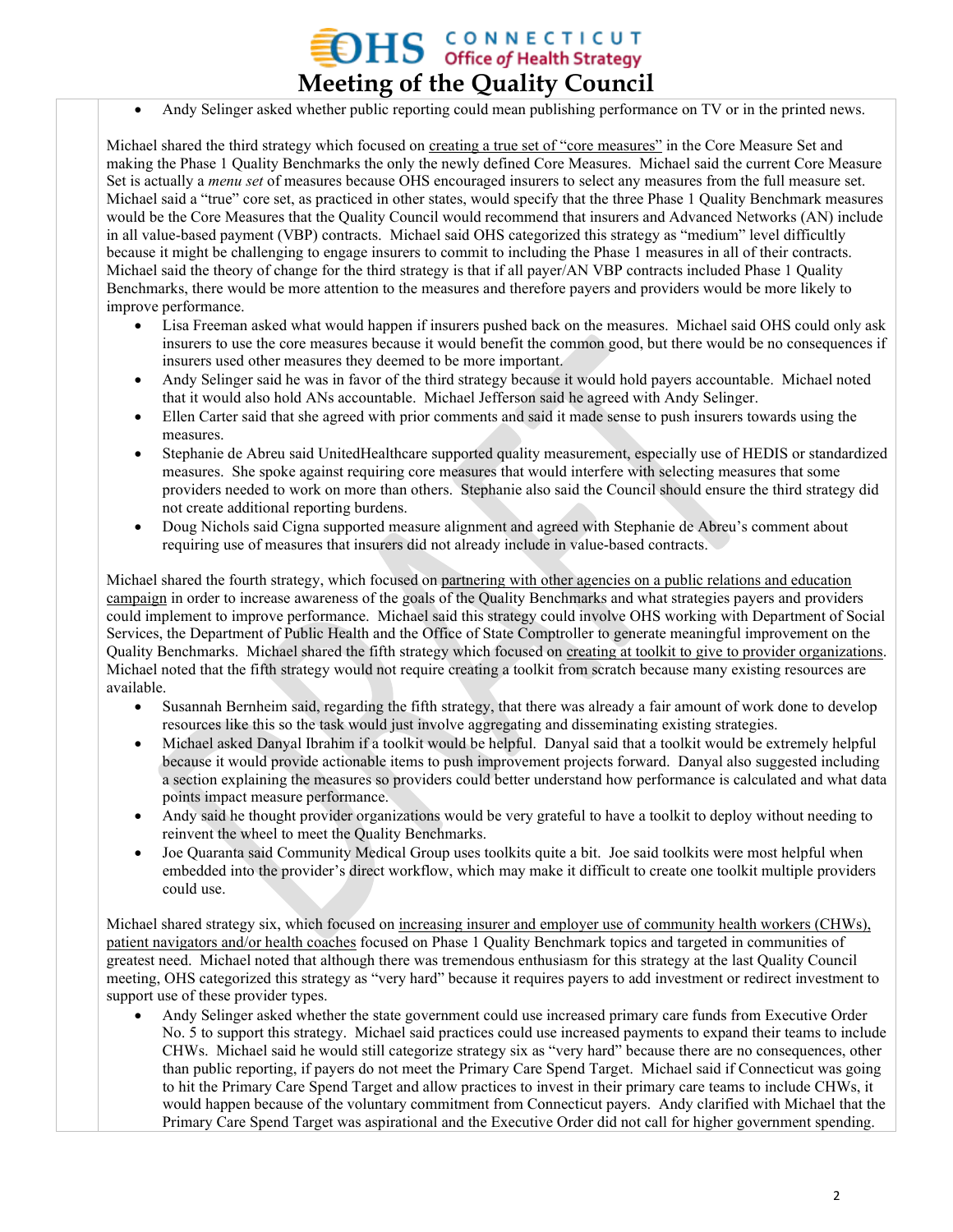- Andy Selinger asked whether public reporting could mean publishing performance on TV or in the printed news.

Michael shared the third strategy which focused on <u>creating a true set of "core measures"</u> in the Core Measure Set and making the Phase 1 Quality Benchmarks the only the newly defined Core Measures. Michael said the current Core Measure Set is actually a *menu set* of measures because OHS encouraged insurers to select any measures from the full measure set. Michael said a "true" core set, as practiced in other states, would specify that the three Phase 1 Quality Benchmark measures would be the Core Measures that the Quality Council would recommend that insurers and Advanced Networks (AN) include in all value-based payment (VBP) contracts. Michael said OHS categorized this strategy as "medium" level difficultly because it might be challenging to engage insurers to commit to including the Phase 1 measures in all of their contracts. Michael said the theory of change for the third strategy is that if all payer/AN VBP contracts included Phase 1 Quality Benchmarks, there would be more attention to the measures and therefore payers and providers would be more likely to improve performance.

- Lisa Freeman asked what would happen if insurers pushed back on the measures. Michael said OHS could only ask insurers to use the core measures because it would benefit the common good, but there would be no consequences if insurers used other measures they deemed to be more important.
- Andy Selinger said he was in favor of the third strategy because it would hold payers accountable. Michael noted that it would also hold ANs accountable. Michael Jefferson said he agreed with Andy Selinger.
- Ellen Carter said that she agreed with prior comments and said it made sense to push insurers towards using the measures.
- Stephanie de Abreu said UnitedHealthcare supported quality measurement, especially use of HEDIS or standardized measures. She spoke against requiring core measures that would interfere with selecting measures that some providers needed to work on more than others. Stephanie also said the Council should ensure the third strategy did not create additional reporting burdens.
- Doug Nichols said Cigna supported measure alignment and agreed with Stephanie de Abreu's comment about requiring use of measures that insurers did not already include in value-based contracts.

Michael shared the fourth strategy, which focused on <u>partnering with other agencies on a public relations and education campaign</u> in order to increase awareness of the goals of the Quality Benchmarks and what strategies payers and providers could implement to improve performance. Michael said this strategy could involve OHS working with Department of Social Services, the Department of Public Health and the Office of State Comptroller to generate meaningful improvement on the Quality Benchmarks. Michael shared the fifth strategy which focused on <u>creating at toolkit to give to provider organizations</u>. Michael noted that the fifth strategy would not require creating a toolkit from scratch because many existing resources are available.

- Susannah Bernheim said, regarding the fifth strategy, that there was already a fair amount of work done to develop resources like this so the task would just involve aggregating and disseminating existing strategies.
- Michael asked Danyal Ibrahim if a toolkit would be helpful. Danyal said that a toolkit would be extremely helpful because it would provide actionable items to push improvement projects forward. Danyal also suggested including a section explaining the measures so providers could better understand how performance is calculated and what data points impact measure performance.
- Andy said he thought provider organizations would be very grateful to have a toolkit to deploy without needing to reinvent the wheel to meet the Quality Benchmarks.
- Joe Quaranta said Community Medical Group uses toolkits quite a bit. Joe said toolkits were most helpful when embedded into the provider's direct workflow, which may make it difficult to create one toolkit multiple providers could use.

Michael shared strategy six, which focused on <u>increasing insurer and employer use of community health workers (CHWs), patient navigators and/or health coaches</u> focused on Phase 1 Quality Benchmark topics and targeted in communities of greatest need. Michael noted that although there was tremendous enthusiasm for this strategy at the last Quality Council meeting, OHS categorized this strategy as "very hard" because it requires payers to add investment or redirect investment to support use of these provider types.

- Andy Selinger asked whether the state government could use increased primary care funds from Executive Order No. 5 to support this strategy. Michael said practices could use increased payments to expand their teams to include CHWs. Michael said he would still categorize strategy six as "very hard" because there are no consequences, other than public reporting, if payers do not meet the Primary Care Spend Target. Michael said if Connecticut was going to hit the Primary Care Spend Target and allow practices to invest in their primary care teams to include CHWs, it would happen because of the voluntary commitment from Connecticut payers. Andy clarified with Michael that the Primary Care Spend Target was aspirational and the Executive Order did not call for higher government spending.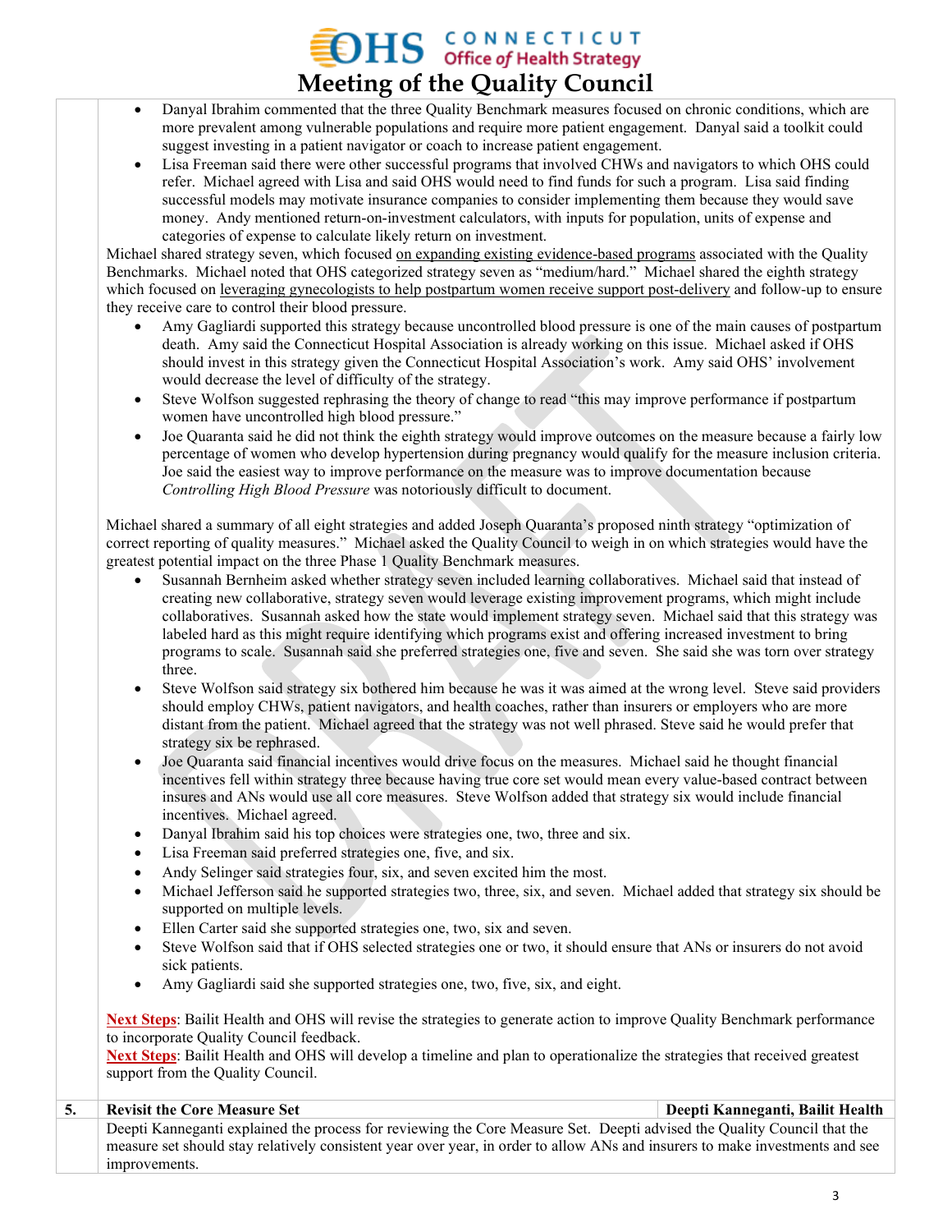- Danyal Ibrahim commented that the three Quality Benchmark measures focused on chronic conditions, which are more prevalent among vulnerable populations and require more patient engagement. Danyal said a toolkit could suggest investing in a patient navigator or coach to increase patient engagement.
- Lisa Freeman said there were other successful programs that involved CHWs and navigators to which OHS could refer. Michael agreed with Lisa and said OHS would need to find funds for such a program. Lisa said finding successful models may motivate insurance companies to consider implementing them because they would save money. Andy mentioned return-on-investment calculators, with inputs for population, units of expense and categories of expense to calculate likely return on investment.

Michael shared strategy seven, which focused on expanding existing evidence-based programs associated with the Quality Benchmarks. Michael noted that OHS categorized strategy seven as "medium/hard." Michael shared the eighth strategy which focused on leveraging gynecologists to help postpartum women receive support post-delivery and follow-up to ensure they receive care to control their blood pressure.

- Amy Gagliardi supported this strategy because uncontrolled blood pressure is one of the main causes of postpartum death. Amy said the Connecticut Hospital Association is already working on this issue. Michael asked if OHS should invest in this strategy given the Connecticut Hospital Association's work. Amy said OHS' involvement would decrease the level of difficulty of the strategy.
- Steve Wolfson suggested rephrasing the theory of change to read "this may improve performance if postpartum women have uncontrolled high blood pressure."
- Joe Quaranta said he did not think the eighth strategy would improve outcomes on the measure because a fairly low percentage of women who develop hypertension during pregnancy would qualify for the measure inclusion criteria. Joe said the easiest way to improve performance on the measure was to improve documentation because *Controlling High Blood Pressure* was notoriously difficult to document.

Michael shared a summary of all eight strategies and added Joseph Quaranta's proposed ninth strategy "optimization of correct reporting of quality measures." Michael asked the Quality Council to weigh in on which strategies would have the greatest potential impact on the three Phase 1 Quality Benchmark measures.

- Susannah Bernheim asked whether strategy seven included learning collaboratives. Michael said that instead of creating new collaborative, strategy seven would leverage existing improvement programs, which might include collaboratives. Susannah asked how the state would implement strategy seven. Michael said that this strategy was labeled hard as this might require identifying which programs exist and offering increased investment to bring programs to scale. Susannah said she preferred strategies one, five and seven. She said she was torn over strategy three.
- Steve Wolfson said strategy six bothered him because he was it was aimed at the wrong level. Steve said providers should employ CHWs, patient navigators, and health coaches, rather than insurers or employers who are more distant from the patient. Michael agreed that the strategy was not well phrased. Steve said he would prefer that strategy six be rephrased.
- Joe Quaranta said financial incentives would drive focus on the measures. Michael said he thought financial incentives fell within strategy three because having true core set would mean every value-based contract between insures and ANs would use all core measures. Steve Wolfson added that strategy six would include financial incentives. Michael agreed.
- Danyal Ibrahim said his top choices were strategies one, two, three and six.
- Lisa Freeman said preferred strategies one, five, and six.
- Andy Selinger said strategies four, six, and seven excited him the most.
- Michael Jefferson said he supported strategies two, three, six, and seven. Michael added that strategy six should be supported on multiple levels.
- Ellen Carter said she supported strategies one, two, six and seven.
- Steve Wolfson said that if OHS selected strategies one or two, it should ensure that ANs or insurers do not avoid sick patients.
- Amy Gagliardi said she supported strategies one, two, five, six, and eight.

**Next Steps**: Bailit Health and OHS will revise the strategies to generate action to improve Quality Benchmark performance to incorporate Quality Council feedback.
**Next Steps**: Bailit Health and OHS will develop a timeline and plan to operationalize the strategies that received greatest support from the Quality Council.

| 5. | Revisit the Core Measure Set | Deepti Kanneganti, Bailit Health |
|---|---|---|
| | Deepti Kanneganti explained the process for reviewing the Core Measure Set. Deepti advised the Quality Council that the measure set should stay relatively consistent year over year, in order to allow ANs and insurers to make investments and see improvements. | |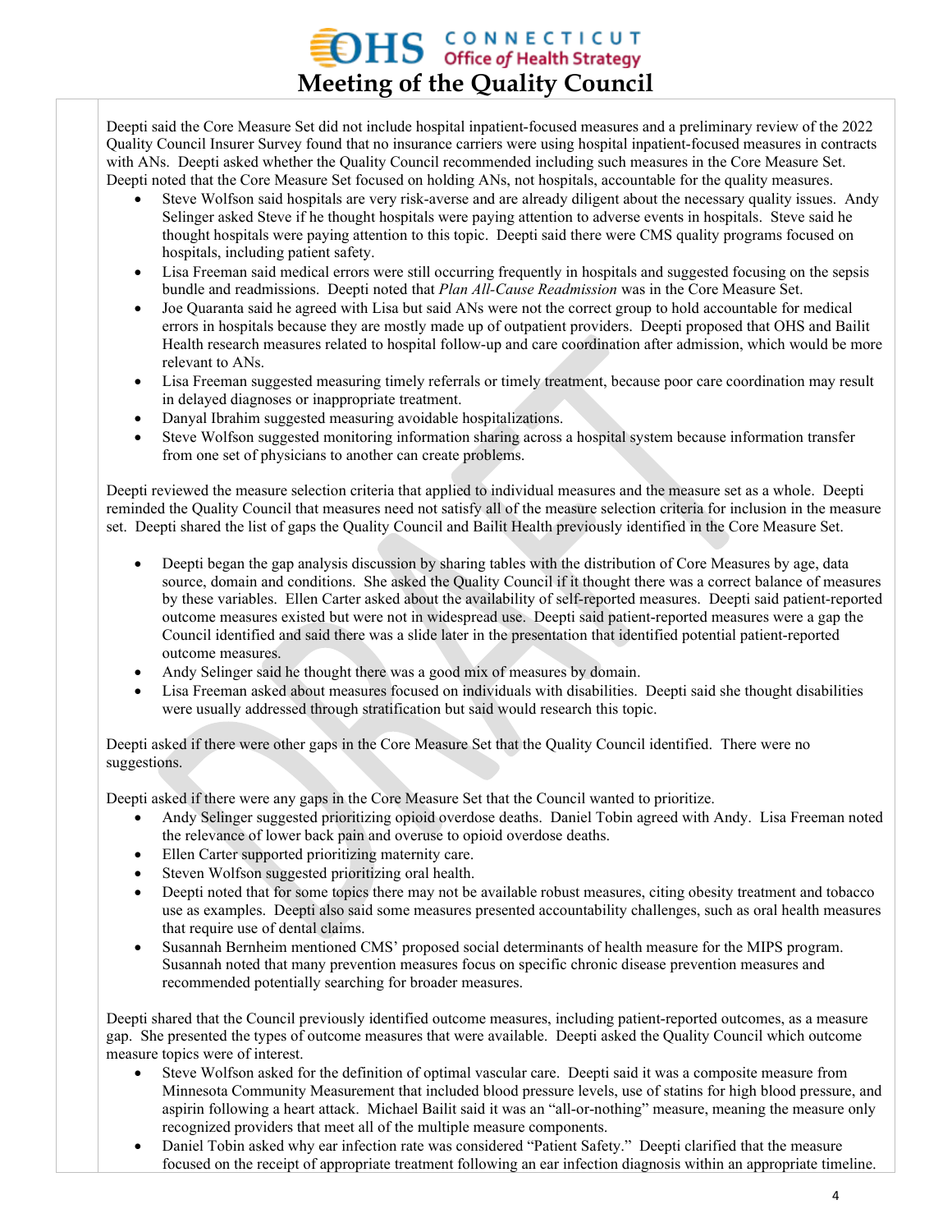Deepti said the Core Measure Set did not include hospital inpatient-focused measures and a preliminary review of the 2022 Quality Council Insurer Survey found that no insurance carriers were using hospital inpatient-focused measures in contracts with ANs. Deepti asked whether the Quality Council recommended including such measures in the Core Measure Set. Deepti noted that the Core Measure Set focused on holding ANs, not hospitals, accountable for the quality measures.

- Steve Wolfson said hospitals are very risk-averse and are already diligent about the necessary quality issues. Andy Selinger asked Steve if he thought hospitals were paying attention to adverse events in hospitals. Steve said he thought hospitals were paying attention to this topic. Deepti said there were CMS quality programs focused on hospitals, including patient safety.
- Lisa Freeman said medical errors were still occurring frequently in hospitals and suggested focusing on the sepsis bundle and readmissions. Deepti noted that *Plan All-Cause Readmission* was in the Core Measure Set.
- Joe Quaranta said he agreed with Lisa but said ANs were not the correct group to hold accountable for medical errors in hospitals because they are mostly made up of outpatient providers. Deepti proposed that OHS and Bailit Health research measures related to hospital follow-up and care coordination after admission, which would be more relevant to ANs.
- Lisa Freeman suggested measuring timely referrals or timely treatment, because poor care coordination may result in delayed diagnoses or inappropriate treatment.
- Danyal Ibrahim suggested measuring avoidable hospitalizations.
- Steve Wolfson suggested monitoring information sharing across a hospital system because information transfer from one set of physicians to another can create problems.

Deepti reviewed the measure selection criteria that applied to individual measures and the measure set as a whole. Deepti reminded the Quality Council that measures need not satisfy all of the measure selection criteria for inclusion in the measure set. Deepti shared the list of gaps the Quality Council and Bailit Health previously identified in the Core Measure Set.

- Deepti began the gap analysis discussion by sharing tables with the distribution of Core Measures by age, data source, domain and conditions. She asked the Quality Council if it thought there was a correct balance of measures by these variables. Ellen Carter asked about the availability of self-reported measures. Deepti said patient-reported outcome measures existed but were not in widespread use. Deepti said patient-reported measures were a gap the Council identified and said there was a slide later in the presentation that identified potential patient-reported outcome measures.
- Andy Selinger said he thought there was a good mix of measures by domain.
- Lisa Freeman asked about measures focused on individuals with disabilities. Deepti said she thought disabilities were usually addressed through stratification but said would research this topic.

Deepti asked if there were other gaps in the Core Measure Set that the Quality Council identified. There were no suggestions.

Deepti asked if there were any gaps in the Core Measure Set that the Council wanted to prioritize.

- Andy Selinger suggested prioritizing opioid overdose deaths. Daniel Tobin agreed with Andy. Lisa Freeman noted the relevance of lower back pain and overuse to opioid overdose deaths.
- Ellen Carter supported prioritizing maternity care.
- Steven Wolfson suggested prioritizing oral health.
- Deepti noted that for some topics there may not be available robust measures, citing obesity treatment and tobacco use as examples. Deepti also said some measures presented accountability challenges, such as oral health measures that require use of dental claims.
- Susannah Bernheim mentioned CMS' proposed social determinants of health measure for the MIPS program. Susannah noted that many prevention measures focus on specific chronic disease prevention measures and recommended potentially searching for broader measures.

Deepti shared that the Council previously identified outcome measures, including patient-reported outcomes, as a measure gap. She presented the types of outcome measures that were available. Deepti asked the Quality Council which outcome measure topics were of interest.

- Steve Wolfson asked for the definition of optimal vascular care. Deepti said it was a composite measure from Minnesota Community Measurement that included blood pressure levels, use of statins for high blood pressure, and aspirin following a heart attack. Michael Bailit said it was an "all-or-nothing" measure, meaning the measure only recognized providers that meet all of the multiple measure components.
- Daniel Tobin asked why ear infection rate was considered "Patient Safety." Deepti clarified that the measure focused on the receipt of appropriate treatment following an ear infection diagnosis within an appropriate timeline.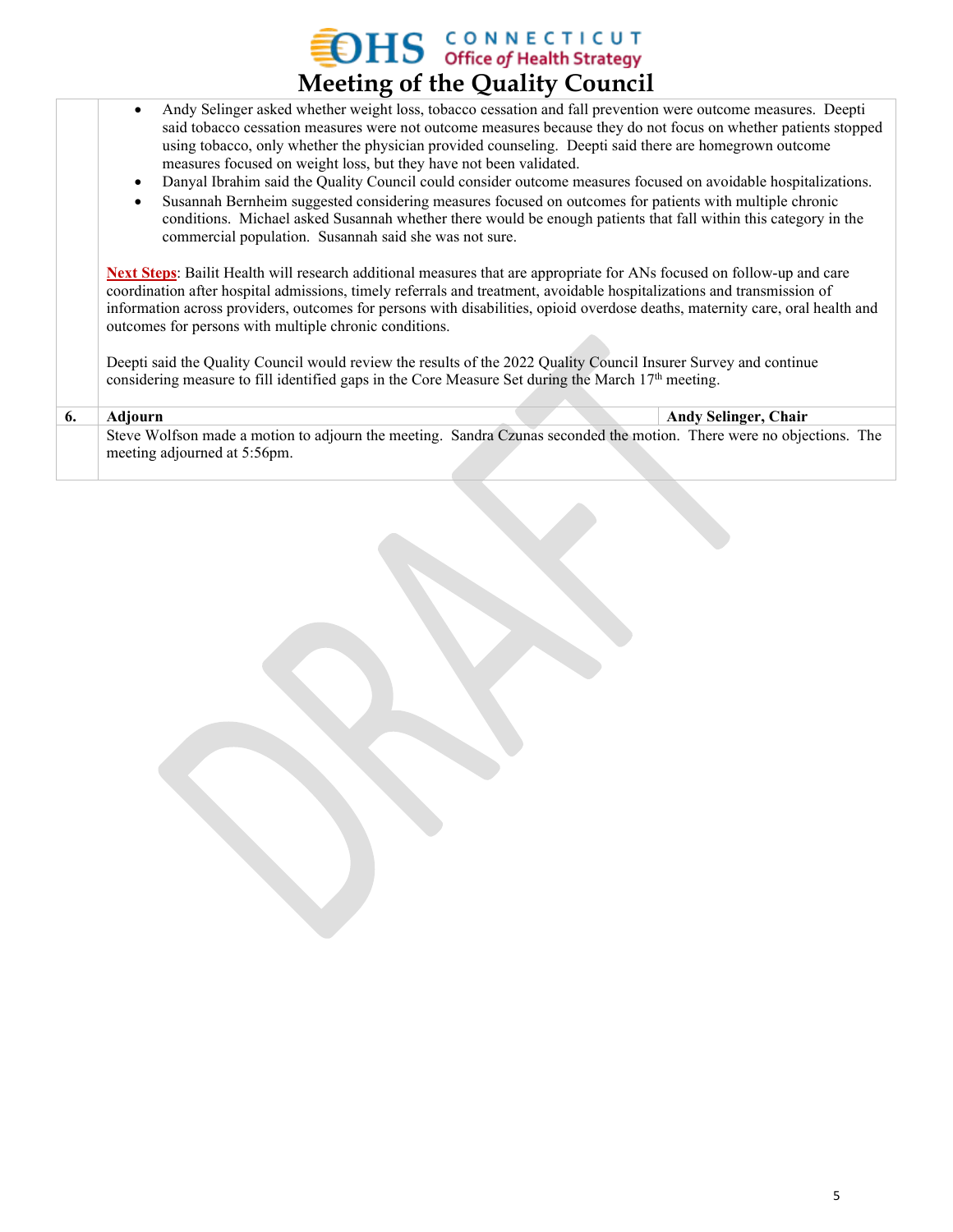- Andy Selinger asked whether weight loss, tobacco cessation and fall prevention were outcome measures. Deepti said tobacco cessation measures were not outcome measures because they do not focus on whether patients stopped using tobacco, only whether the physician provided counseling. Deepti said there are homegrown outcome measures focused on weight loss, but they have not been validated.
- Danyal Ibrahim said the Quality Council could consider outcome measures focused on avoidable hospitalizations.
- Susannah Bernheim suggested considering measures focused on outcomes for patients with multiple chronic conditions. Michael asked Susannah whether there would be enough patients that fall within this category in the commercial population. Susannah said she was not sure.

**Next Steps**: Bailit Health will research additional measures that are appropriate for ANs focused on follow-up and care coordination after hospital admissions, timely referrals and treatment, avoidable hospitalizations and transmission of information across providers, outcomes for persons with disabilities, opioid overdose deaths, maternity care, oral health and outcomes for persons with multiple chronic conditions.

Deepti said the Quality Council would review the results of the 2022 Quality Council Insurer Survey and continue considering measure to fill identified gaps in the Core Measure Set during the March 17th meeting.

| | | |
|---|---|---|
| **6.** | **Adjourn** | **Andy Selinger, Chair** |
| | Steve Wolfson made a motion to adjourn the meeting. Sandra Czunas seconded the motion. There were no objections. The meeting adjourned at 5:56pm. | |